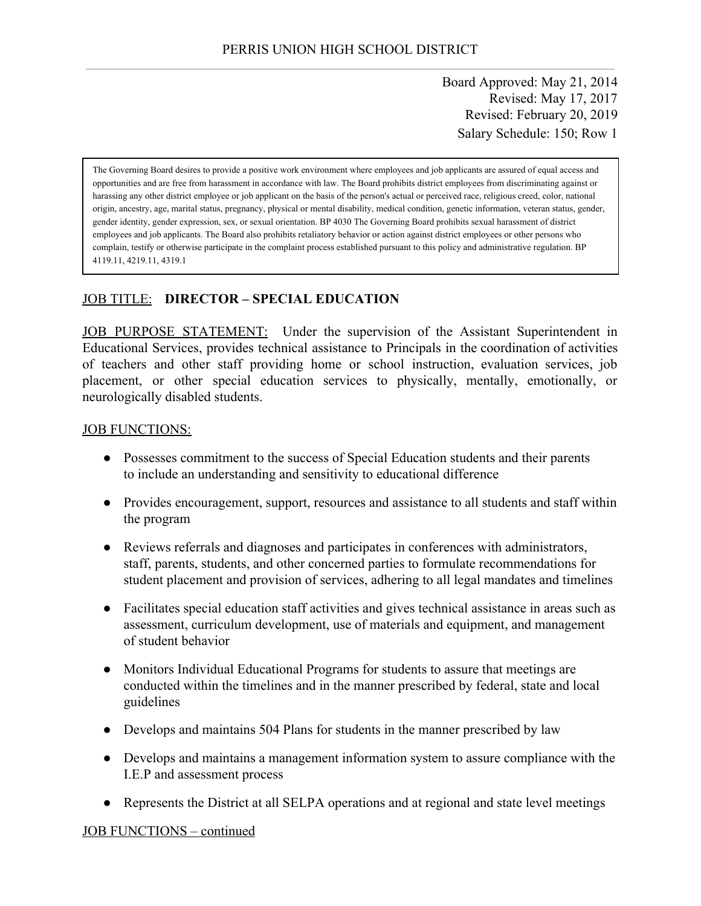# PERRIS UNION HIGH SCHOOL DISTRICT

Board Approved: May 21, 2014
Revised: May 17, 2017
Revised: February 20, 2019
Salary Schedule: 150; Row 1

> The Governing Board desires to provide a positive work environment where employees and job applicants are assured of equal access and opportunities and are free from harassment in accordance with law. The Board prohibits district employees from discriminating against or harassing any other district employee or job applicant on the basis of the person's actual or perceived race, religious creed, color, national origin, ancestry, age, marital status, pregnancy, physical or mental disability, medical condition, genetic information, veteran status, gender, gender identity, gender expression, sex, or sexual orientation. BP 4030 The Governing Board prohibits sexual harassment of district employees and job applicants. The Board also prohibits retaliatory behavior or action against district employees or other persons who complain, testify or otherwise participate in the complaint process established pursuant to this policy and administrative regulation. BP 4119.11, 4219.11, 4319.1

JOB TITLE: **DIRECTOR – SPECIAL EDUCATION**

JOB PURPOSE STATEMENT: Under the supervision of the Assistant Superintendent in Educational Services, provides technical assistance to Principals in the coordination of activities of teachers and other staff providing home or school instruction, evaluation services, job placement, or other special education services to physically, mentally, emotionally, or neurologically disabled students.

JOB FUNCTIONS:

- Possesses commitment to the success of Special Education students and their parents to include an understanding and sensitivity to educational difference
- Provides encouragement, support, resources and assistance to all students and staff within the program
- Reviews referrals and diagnoses and participates in conferences with administrators, staff, parents, students, and other concerned parties to formulate recommendations for student placement and provision of services, adhering to all legal mandates and timelines
- Facilitates special education staff activities and gives technical assistance in areas such as assessment, curriculum development, use of materials and equipment, and management of student behavior
- Monitors Individual Educational Programs for students to assure that meetings are conducted within the timelines and in the manner prescribed by federal, state and local guidelines
- Develops and maintains 504 Plans for students in the manner prescribed by law
- Develops and maintains a management information system to assure compliance with the I.E.P and assessment process
- Represents the District at all SELPA operations and at regional and state level meetings

JOB FUNCTIONS – continued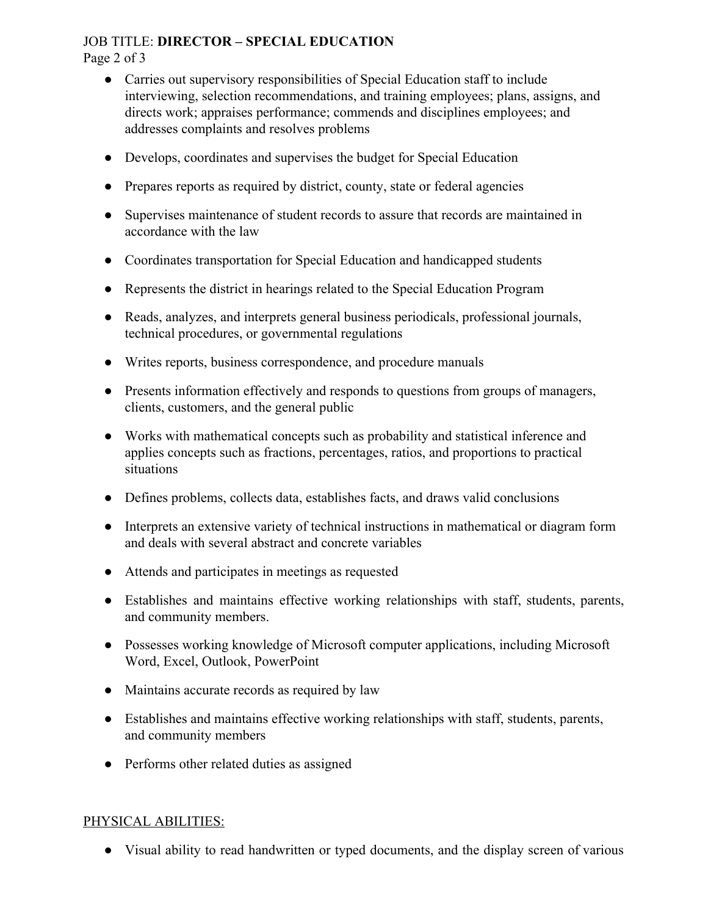- Carries out supervisory responsibilities of Special Education staff to include interviewing, selection recommendations, and training employees; plans, assigns, and directs work; appraises performance; commends and disciplines employees; and addresses complaints and resolves problems

- Develops, coordinates and supervises the budget for Special Education

- Prepares reports as required by district, county, state or federal agencies

- Supervises maintenance of student records to assure that records are maintained in accordance with the law

- Coordinates transportation for Special Education and handicapped students

- Represents the district in hearings related to the Special Education Program

- Reads, analyzes, and interprets general business periodicals, professional journals, technical procedures, or governmental regulations

- Writes reports, business correspondence, and procedure manuals

- Presents information effectively and responds to questions from groups of managers, clients, customers, and the general public

- Works with mathematical concepts such as probability and statistical inference and applies concepts such as fractions, percentages, ratios, and proportions to practical situations

- Defines problems, collects data, establishes facts, and draws valid conclusions

- Interprets an extensive variety of technical instructions in mathematical or diagram form and deals with several abstract and concrete variables

- Attends and participates in meetings as requested

- Establishes and maintains effective working relationships with staff, students, parents, and community members.

- Possesses working knowledge of Microsoft computer applications, including Microsoft Word, Excel, Outlook, PowerPoint

- Maintains accurate records as required by law

- Establishes and maintains effective working relationships with staff, students, parents, and community members

- Performs other related duties as assigned

## PHYSICAL ABILITIES:

- Visual ability to read handwritten or typed documents, and the display screen of various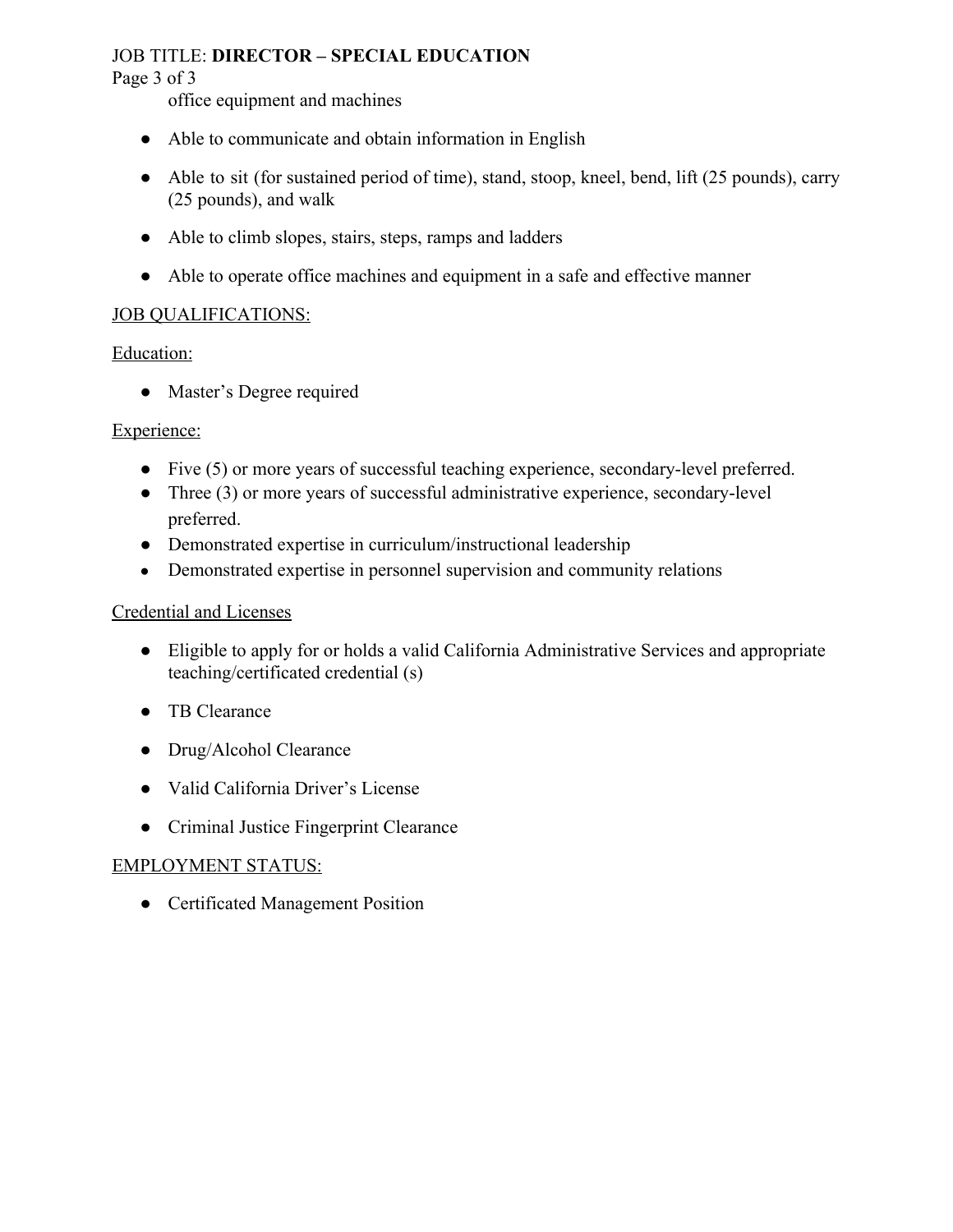office equipment and machines

- Able to communicate and obtain information in English
- Able to sit (for sustained period of time), stand, stoop, kneel, bend, lift (25 pounds), carry (25 pounds), and walk
- Able to climb slopes, stairs, steps, ramps and ladders
- Able to operate office machines and equipment in a safe and effective manner

## JOB QUALIFICATIONS:

### Education:

- Master's Degree required

### Experience:

- Five (5) or more years of successful teaching experience, secondary-level preferred.
- Three (3) or more years of successful administrative experience, secondary-level preferred.
- Demonstrated expertise in curriculum/instructional leadership
- Demonstrated expertise in personnel supervision and community relations

### Credential and Licenses

- Eligible to apply for or holds a valid California Administrative Services and appropriate teaching/certificated credential (s)
- TB Clearance
- Drug/Alcohol Clearance
- Valid California Driver's License
- Criminal Justice Fingerprint Clearance

## EMPLOYMENT STATUS:

- Certificated Management Position